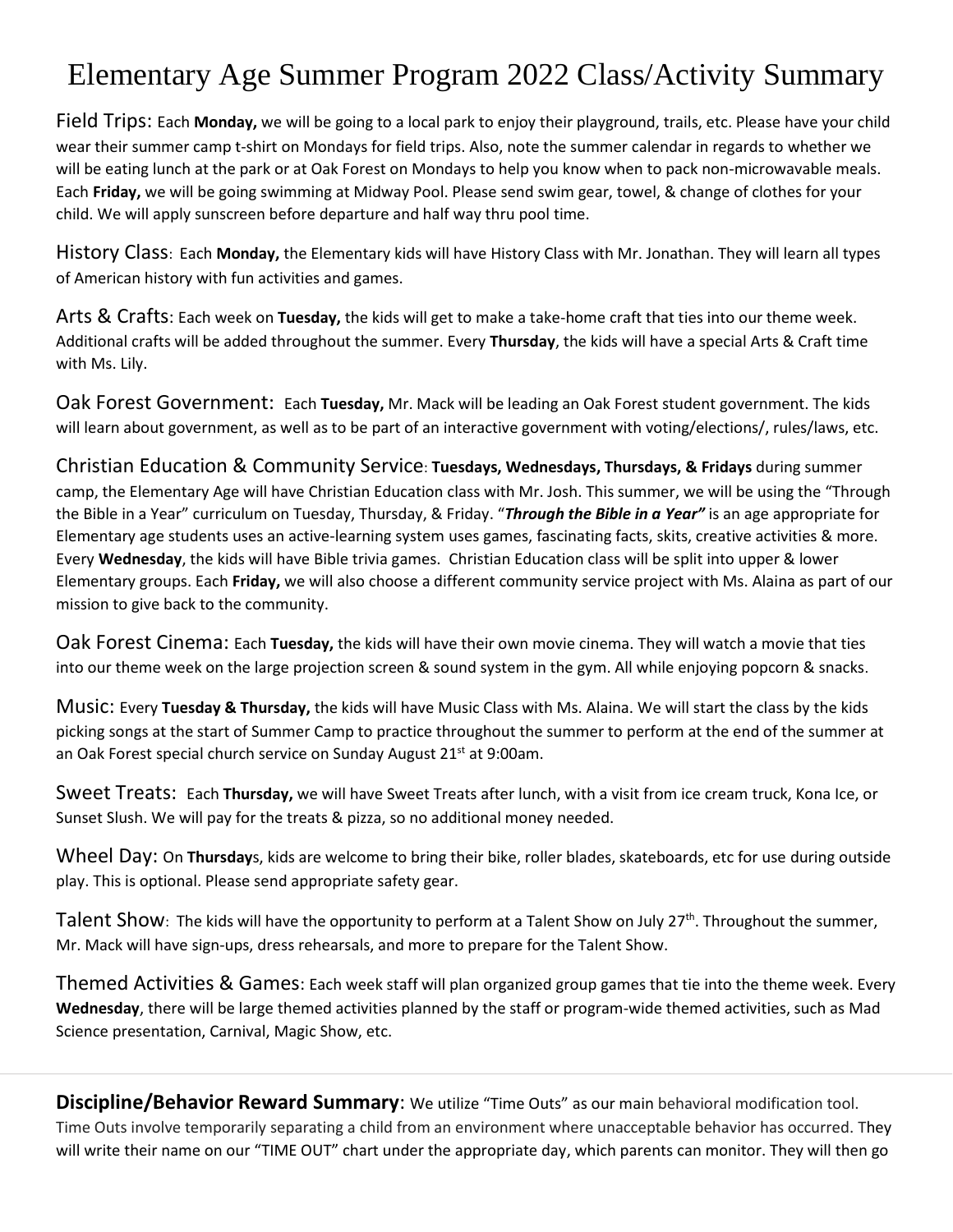# Elementary Age Summer Program 2022 Class/Activity Summary

Field Trips: Each **Monday,** we will be going to a local park to enjoy their playground, trails, etc. Please have your child wear their summer camp t-shirt on Mondays for field trips. Also, note the summer calendar in regards to whether we will be eating lunch at the park or at Oak Forest on Mondays to help you know when to pack non-microwavable meals. Each **Friday,** we will be going swimming at Midway Pool. Please send swim gear, towel, & change of clothes for your child. We will apply sunscreen before departure and half way thru pool time.

History Class: Each **Monday,** the Elementary kids will have History Class with Mr. Jonathan. They will learn all types of American history with fun activities and games.

Arts & Crafts: Each week on **Tuesday,** the kids will get to make a take-home craft that ties into our theme week. Additional crafts will be added throughout the summer. Every **Thursday**, the kids will have a special Arts & Craft time with Ms. Lily.

Oak Forest Government: Each **Tuesday,** Mr. Mack will be leading an Oak Forest student government. The kids will learn about government, as well as to be part of an interactive government with voting/elections/, rules/laws, etc.

Christian Education & Community Service: **Tuesdays, Wednesdays, Thursdays, & Fridays** during summer camp, the Elementary Age will have Christian Education class with Mr. Josh. This summer, we will be using the "Through the Bible in a Year" curriculum on Tuesday, Thursday, & Friday. "***Through the Bible in a Year"*** is an age appropriate for Elementary age students uses an active-learning system uses games, fascinating facts, skits, creative activities & more. Every **Wednesday**, the kids will have Bible trivia games. Christian Education class will be split into upper & lower Elementary groups. Each **Friday,** we will also choose a different community service project with Ms. Alaina as part of our mission to give back to the community.

Oak Forest Cinema: Each **Tuesday,** the kids will have their own movie cinema. They will watch a movie that ties into our theme week on the large projection screen & sound system in the gym. All while enjoying popcorn & snacks.

Music: Every **Tuesday & Thursday,** the kids will have Music Class with Ms. Alaina. We will start the class by the kids picking songs at the start of Summer Camp to practice throughout the summer to perform at the end of the summer at an Oak Forest special church service on Sunday August 21st at 9:00am.

Sweet Treats: Each **Thursday,** we will have Sweet Treats after lunch, with a visit from ice cream truck, Kona Ice, or Sunset Slush. We will pay for the treats & pizza, so no additional money needed.

Wheel Day: On **Thursday**s, kids are welcome to bring their bike, roller blades, skateboards, etc for use during outside play. This is optional. Please send appropriate safety gear.

Talent Show: The kids will have the opportunity to perform at a Talent Show on July 27th. Throughout the summer, Mr. Mack will have sign-ups, dress rehearsals, and more to prepare for the Talent Show.

Themed Activities & Games: Each week staff will plan organized group games that tie into the theme week. Every **Wednesday**, there will be large themed activities planned by the staff or program-wide themed activities, such as Mad Science presentation, Carnival, Magic Show, etc.

---

**Discipline/Behavior Reward Summary**: We utilize "Time Outs" as our main behavioral modification tool. Time Outs involve temporarily separating a child from an environment where unacceptable behavior has occurred. They will write their name on our "TIME OUT" chart under the appropriate day, which parents can monitor. They will then go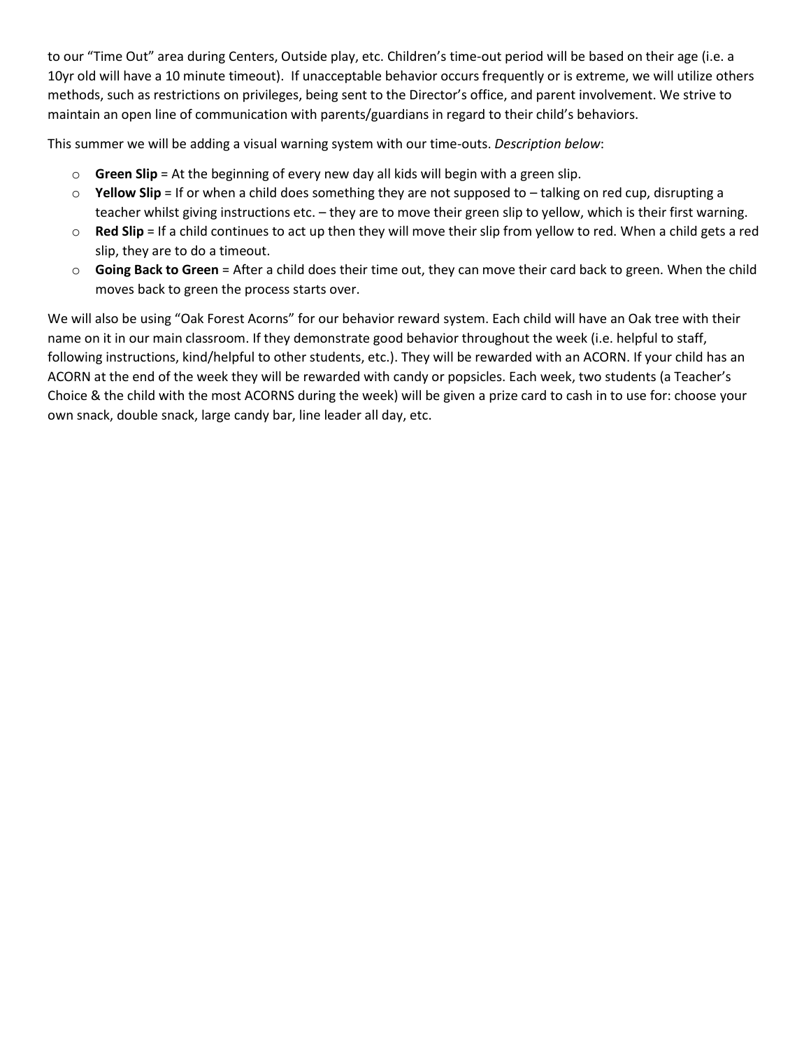to our "Time Out" area during Centers, Outside play, etc. Children's time-out period will be based on their age (i.e. a 10yr old will have a 10 minute timeout). If unacceptable behavior occurs frequently or is extreme, we will utilize others methods, such as restrictions on privileges, being sent to the Director's office, and parent involvement. We strive to maintain an open line of communication with parents/guardians in regard to their child's behaviors.

This summer we will be adding a visual warning system with our time-outs. *Description below*:

- **Green Slip** = At the beginning of every new day all kids will begin with a green slip.
- **Yellow Slip** = If or when a child does something they are not supposed to – talking on red cup, disrupting a teacher whilst giving instructions etc. – they are to move their green slip to yellow, which is their first warning.
- **Red Slip** = If a child continues to act up then they will move their slip from yellow to red. When a child gets a red slip, they are to do a timeout.
- **Going Back to Green** = After a child does their time out, they can move their card back to green. When the child moves back to green the process starts over.

We will also be using "Oak Forest Acorns" for our behavior reward system. Each child will have an Oak tree with their name on it in our main classroom. If they demonstrate good behavior throughout the week (i.e. helpful to staff, following instructions, kind/helpful to other students, etc.). They will be rewarded with an ACORN. If your child has an ACORN at the end of the week they will be rewarded with candy or popsicles. Each week, two students (a Teacher's Choice & the child with the most ACORNS during the week) will be given a prize card to cash in to use for: choose your own snack, double snack, large candy bar, line leader all day, etc.